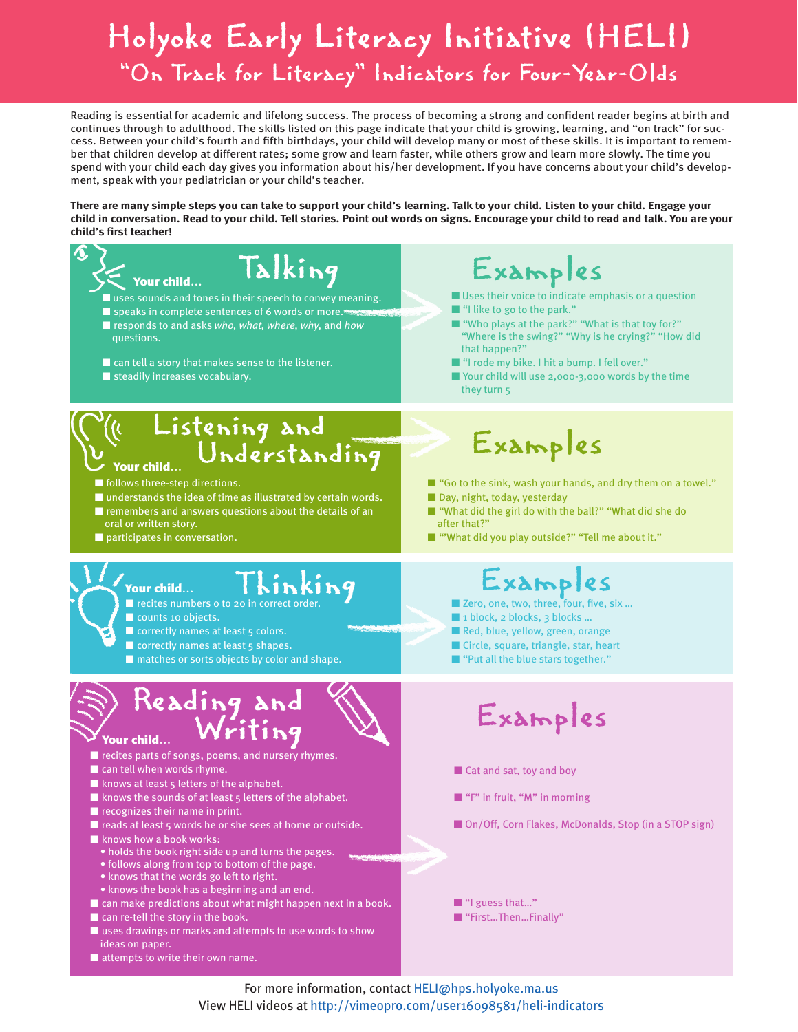# Holyoke Early Literacy Initiative (HELI)

## "On Track for Literacy" Indicators for Four-Year-Olds

Reading is essential for academic and lifelong success. The process of becoming a strong and confident reader begins at birth and continues through to adulthood. The skills listed on this page indicate that your child is growing, learning, and "on track" for success. Between your child's fourth and fifth birthdays, your child will develop many or most of these skills. It is important to remember that children develop at different rates; some grow and learn faster, while others grow and learn more slowly. The time you spend with your child each day gives you information about his/her development. If you have concerns about your child's development, speak with your pediatrician or your child's teacher.

**There are many simple steps you can take to support your child's learning. Talk to your child. Listen to your child. Engage your child in conversation. Read to your child. Tell stories. Point out words on signs. Encourage your child to read and talk. You are your child's first teacher!**

## Talking

**Your child…**

- uses sounds and tones in their speech to convey meaning.
- speaks in complete sentences of 6 words or more.
- responds to and asks *who, what, where, why,* and *how* questions.
- can tell a story that makes sense to the listener.
- steadily increases vocabulary.

### Examples

- Uses their voice to indicate emphasis or a question
- "I like to go to the park."
- "Who plays at the park?" "What is that toy for?" "Where is the swing?" "Why is he crying?" "How did that happen?"
- "I rode my bike. I hit a bump. I fell over."
- Your child will use 2,000-3,000 words by the time they turn 5

## Listening and Understanding

**Your child…**

- follows three-step directions.
- understands the idea of time as illustrated by certain words.
- remembers and answers questions about the details of an oral or written story.
- participates in conversation.

### Examples

- "Go to the sink, wash your hands, and dry them on a towel."
- Day, night, today, yesterday
- "What did the girl do with the ball?" "What did she do after that?"
- "'What did you play outside?" "Tell me about it."

## Thinking

**Your child…**

- recites numbers 0 to 20 in correct order.
- counts 10 objects.
- correctly names at least 5 colors.
- correctly names at least 5 shapes.
- matches or sorts objects by color and shape.

### Examples

- Zero, one, two, three, four, five, six …
- 1 block, 2 blocks, 3 blocks …
- Red, blue, yellow, green, orange
- Circle, square, triangle, star, heart
- "Put all the blue stars together."

## Reading and Writing

**Your child…**

- recites parts of songs, poems, and nursery rhymes.
- can tell when words rhyme.
- knows at least 5 letters of the alphabet.
- knows the sounds of at least 5 letters of the alphabet.
- recognizes their name in print.
- reads at least 5 words he or she sees at home or outside.
- knows how a book works:
  - holds the book right side up and turns the pages.
  - follows along from top to bottom of the page.
  - knows that the words go left to right.
  - knows the book has a beginning and an end.
- can make predictions about what might happen next in a book.
- can re-tell the story in the book.
- uses drawings or marks and attempts to use words to show ideas on paper.
- attempts to write their own name.

### Examples

- Cat and sat, toy and boy
- "F" in fruit, "M" in morning
- On/Off, Corn Flakes, McDonalds, Stop (in a STOP sign)
- "I guess that…"
- "First…Then…Finally"

For more information, contact HELI@hps.holyoke.ma.us

View HELI videos at http://vimeopro.com/user16098581/heli-indicators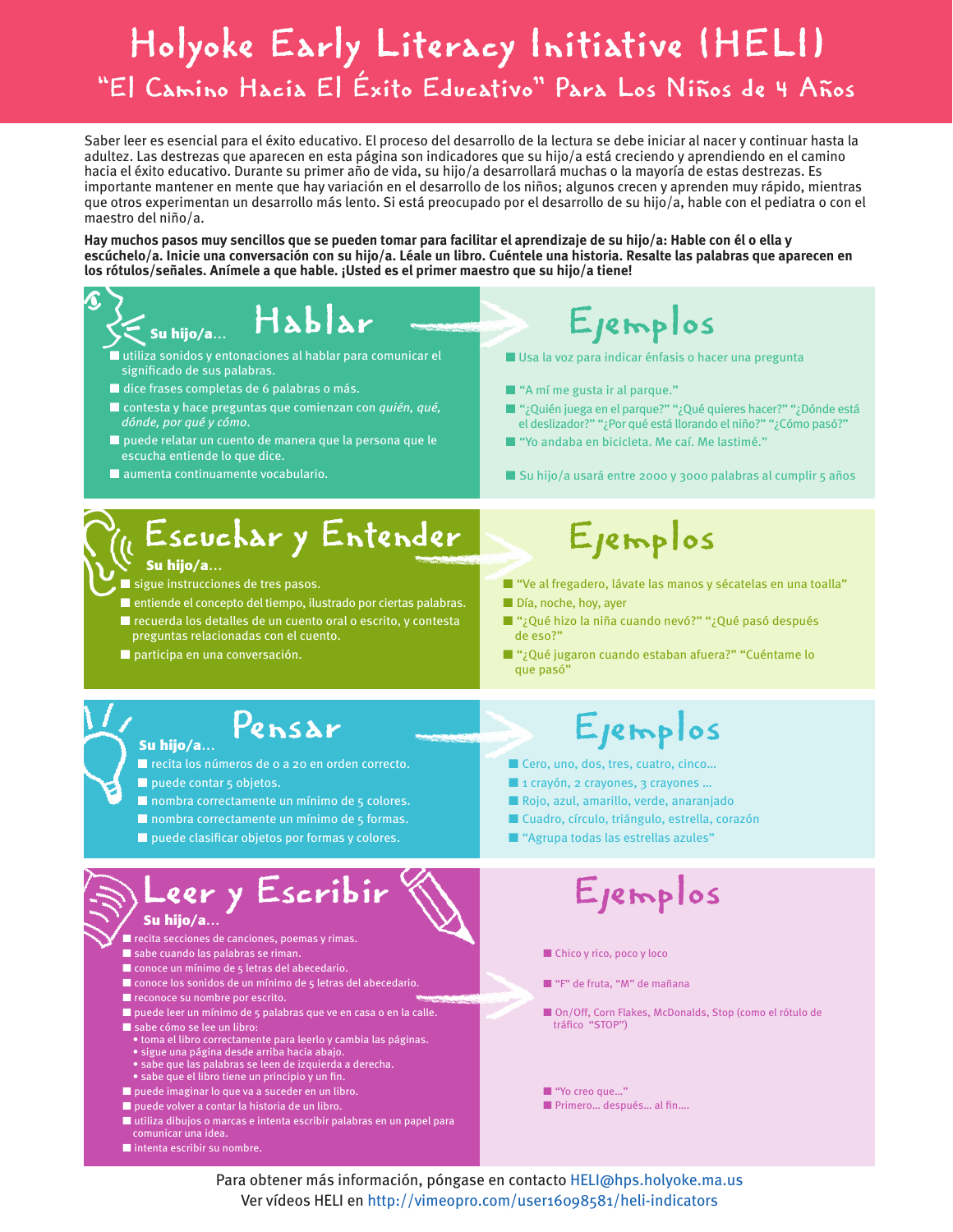# Holyoke Early Literacy Initiative (HELI)

## "El Camino Hacia El Éxito Educativo" Para Los Niños de 4 Años

Saber leer es esencial para el éxito educativo. El proceso del desarrollo de la lectura se debe iniciar al nacer y continuar hasta la adultez. Las destrezas que aparecen en esta página son indicadores que su hijo/a está creciendo y aprendiendo en el camino hacia el éxito educativo. Durante su primer año de vida, su hijo/a desarrollará muchas o la mayoría de estas destrezas. Es importante mantener en mente que hay variación en el desarrollo de los niños; algunos crecen y aprenden muy rápido, mientras que otros experimentan un desarrollo más lento. Si está preocupado por el desarrollo de su hijo/a, hable con el pediatra o con el maestro del niño/a.

**Hay muchos pasos muy sencillos que se pueden tomar para facilitar el aprendizaje de su hijo/a: Hable con él o ella y escúchelo/a. Inicie una conversación con su hijo/a. Léale un libro. Cuéntele una historia. Resalte las palabras que aparecen en los rótulos/señales. Anímele a que hable. ¡Usted es el primer maestro que su hijo/a tiene!**

## Hablar

**Su hijo/a…**

- utiliza sonidos y entonaciones al hablar para comunicar el significado de sus palabras.
- dice frases completas de 6 palabras o más.
- contesta y hace preguntas que comienzan con *quién, qué, dónde, por qué y cómo*.
- puede relatar un cuento de manera que la persona que le escucha entiende lo que dice.
- aumenta continuamente vocabulario.

### Ejemplos

- Usa la voz para indicar énfasis o hacer una pregunta
- "A mí me gusta ir al parque."
- "¿Quién juega en el parque?" "¿Qué quieres hacer?" "¿Dónde está el deslizador?" "¿Por qué está llorando el niño?" "¿Cómo pasó?"
- "Yo andaba en bicicleta. Me caí. Me lastimé."
- Su hijo/a usará entre 2000 y 3000 palabras al cumplir 5 años

## Escuchar y Entender

**Su hijo/a…**

- sigue instrucciones de tres pasos.
- entiende el concepto del tiempo, ilustrado por ciertas palabras.
- recuerda los detalles de un cuento oral o escrito, y contesta preguntas relacionadas con el cuento.
- participa en una conversación.

### Ejemplos

- "Ve al fregadero, lávate las manos y sécatelas en una toalla"
- Día, noche, hoy, ayer
- "¿Qué hizo la niña cuando nevó?" "¿Qué pasó después de eso?"
- "¿Qué jugaron cuando estaban afuera?" "Cuéntame lo que pasó"

## Pensar

**Su hijo/a…**

- recita los números de 0 a 20 en orden correcto.
- puede contar 5 objetos.
- nombra correctamente un mínimo de 5 colores.
- nombra correctamente un mínimo de 5 formas.
- puede clasificar objetos por formas y colores.

### Ejemplos

- Cero, uno, dos, tres, cuatro, cinco…
- 1 crayón, 2 crayones, 3 crayones …
- Rojo, azul, amarillo, verde, anaranjado
- Cuadro, círculo, triángulo, estrella, corazón
- "Agrupa todas las estrellas azules"

## Leer y Escribir

**Su hijo/a…**

- recita secciones de canciones, poemas y rimas.
- sabe cuando las palabras se riman.
- conoce un mínimo de 5 letras del abecedario.
- conoce los sonidos de un mínimo de 5 letras del abecedario.
- reconoce su nombre por escrito.
- puede leer un mínimo de 5 palabras que ve en casa o en la calle.
- sabe cómo se lee un libro:
  - toma el libro correctamente para leerlo y cambia las páginas.
  - sigue una página desde arriba hacia abajo.
  - sabe que las palabras se leen de izquierda a derecha.
  - sabe que el libro tiene un principio y un fin.
- puede imaginar lo que va a suceder en un libro.
- puede volver a contar la historia de un libro.
- utiliza dibujos o marcas e intenta escribir palabras en un papel para comunicar una idea.
- intenta escribir su nombre.

### Ejemplos

- Chico y rico, poco y loco
- "F" de fruta, "M" de mañana
- On/Off, Corn Flakes, McDonalds, Stop (como el rótulo de tráfico "STOP")
- "Yo creo que…"
- Primero… después… al fin….

Para obtener más información, póngase en contacto HELI@hps.holyoke.ma.us

Ver vídeos HELI en http://vimeopro.com/user16098581/heli-indicators